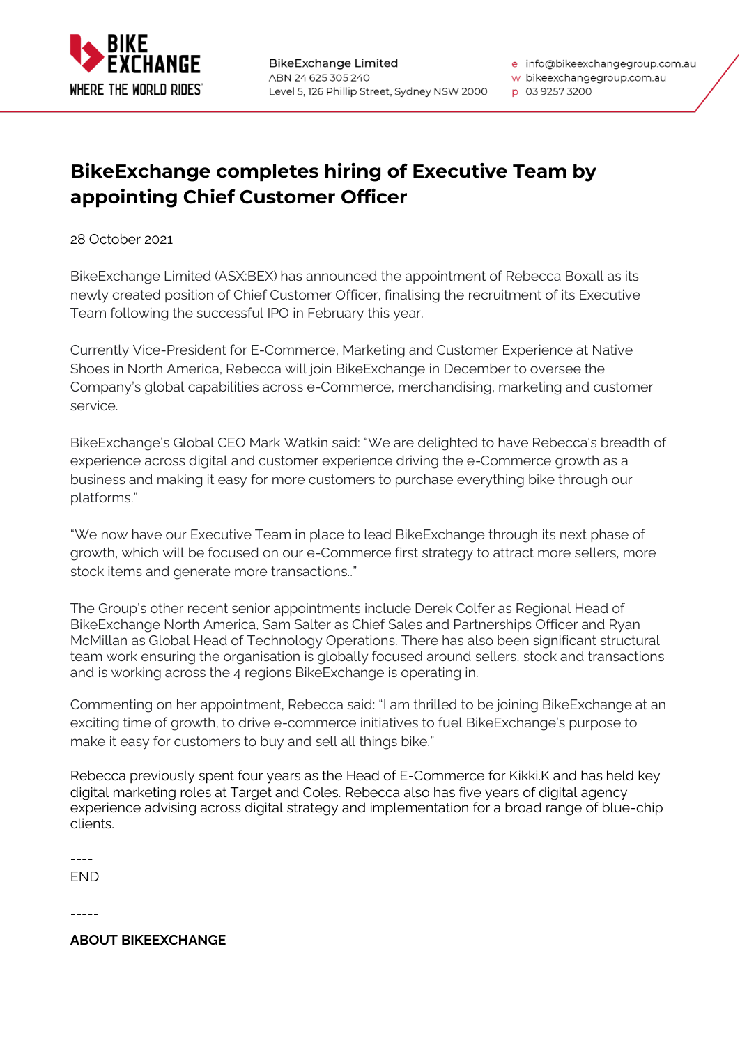BikeExchange Limited
ABN 24 625 305 240
Level 5, 126 Phillip Street, Sydney NSW 2000

e info@bikeexchangegroup.com.au
w bikeexchangegroup.com.au
p 03 9257 3200

# BikeExchange completes hiring of Executive Team by appointing Chief Customer Officer

28 October 2021

BikeExchange Limited (ASX:BEX) has announced the appointment of Rebecca Boxall as its newly created position of Chief Customer Officer, finalising the recruitment of its Executive Team following the successful IPO in February this year.

Currently Vice-President for E-Commerce, Marketing and Customer Experience at Native Shoes in North America, Rebecca will join BikeExchange in December to oversee the Company's global capabilities across e-Commerce, merchandising, marketing and customer service.

BikeExchange's Global CEO Mark Watkin said: "We are delighted to have Rebecca's breadth of experience across digital and customer experience driving the e-Commerce growth as a business and making it easy for more customers to purchase everything bike through our platforms."

"We now have our Executive Team in place to lead BikeExchange through its next phase of growth, which will be focused on our e-Commerce first strategy to attract more sellers, more stock items and generate more transactions.."

The Group's other recent senior appointments include Derek Colfer as Regional Head of BikeExchange North America, Sam Salter as Chief Sales and Partnerships Officer and Ryan McMillan as Global Head of Technology Operations. There has also been significant structural team work ensuring the organisation is globally focused around sellers, stock and transactions and is working across the 4 regions BikeExchange is operating in.

Commenting on her appointment, Rebecca said: "I am thrilled to be joining BikeExchange at an exciting time of growth, to drive e-commerce initiatives to fuel BikeExchange's purpose to make it easy for customers to buy and sell all things bike."

Rebecca previously spent four years as the Head of E-Commerce for Kikki.K and has held key digital marketing roles at Target and Coles. Rebecca also has five years of digital agency experience advising across digital strategy and implementation for a broad range of blue-chip clients.

----
END

-----

**ABOUT BIKEEXCHANGE**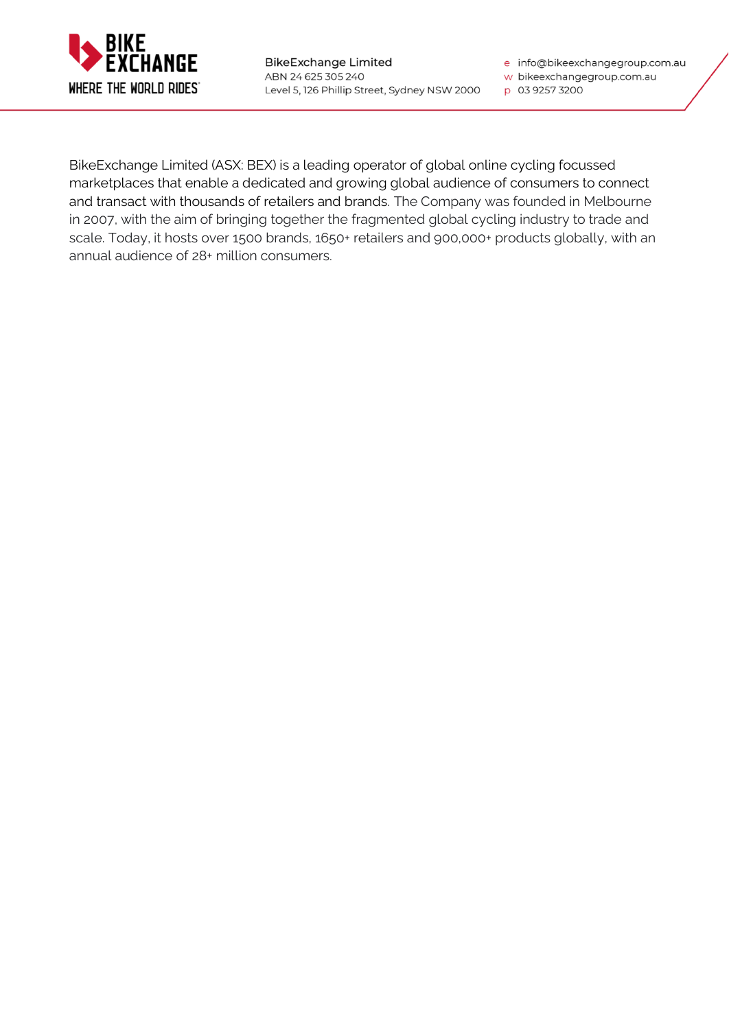BikeExchange Limited (ASX: BEX) is a leading operator of global online cycling focussed marketplaces that enable a dedicated and growing global audience of consumers to connect and transact with thousands of retailers and brands. The Company was founded in Melbourne in 2007, with the aim of bringing together the fragmented global cycling industry to trade and scale. Today, it hosts over 1500 brands, 1650+ retailers and 900,000+ products globally, with an annual audience of 28+ million consumers.